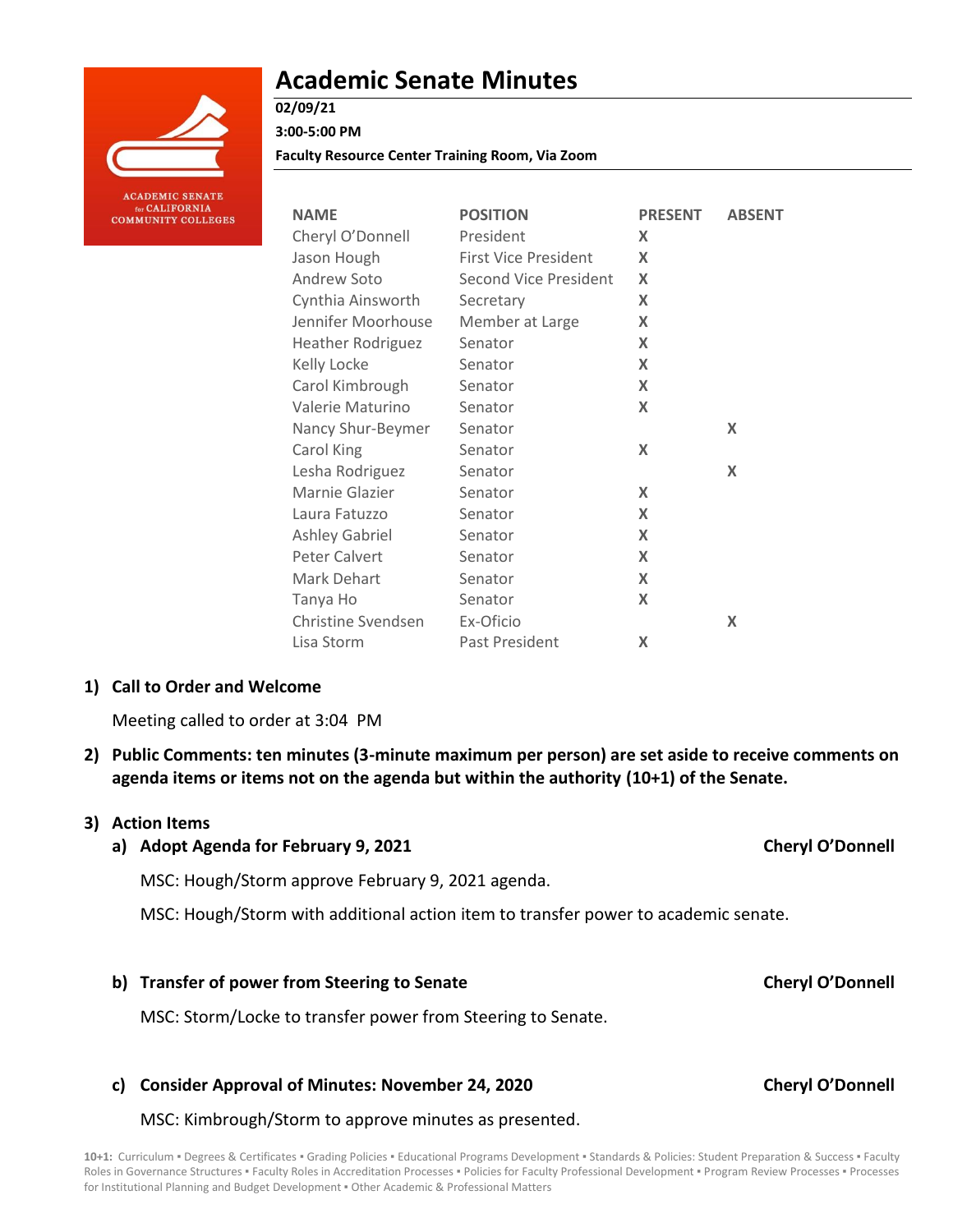ACADEMIC SENATE for CALIFORNIA COMMUNITY COLLEGES

# Academic Senate Minutes

**02/09/21**

**3:00-5:00 PM**

**Faculty Resource Center Training Room, Via Zoom**

| NAME | POSITION | PRESENT | ABSENT |
|---|---|---|---|
| Cheryl O'Donnell | President | X | |
| Jason Hough | First Vice President | X | |
| Andrew Soto | Second Vice President | X | |
| Cynthia Ainsworth | Secretary | X | |
| Jennifer Moorhouse | Member at Large | X | |
| Heather Rodriguez | Senator | X | |
| Kelly Locke | Senator | X | |
| Carol Kimbrough | Senator | X | |
| Valerie Maturino | Senator | X | |
| Nancy Shur-Beymer | Senator | | X |
| Carol King | Senator | X | |
| Lesha Rodriguez | Senator | | X |
| Marnie Glazier | Senator | X | |
| Laura Fatuzzo | Senator | X | |
| Ashley Gabriel | Senator | X | |
| Peter Calvert | Senator | X | |
| Mark Dehart | Senator | X | |
| Tanya Ho | Senator | X | |
| Christine Svendsen | Ex-Oficio | | X |
| Lisa Storm | Past President | X | |

## 1) Call to Order and Welcome

Meeting called to order at 3:04 PM

## 2) Public Comments: ten minutes (3-minute maximum per person) are set aside to receive comments on agenda items or items not on the agenda but within the authority (10+1) of the Senate.

## 3) Action Items

### a) Adopt Agenda for February 9, 2021 — Cheryl O'Donnell

MSC: Hough/Storm approve February 9, 2021 agenda.

MSC: Hough/Storm with additional action item to transfer power to academic senate.

### b) Transfer of power from Steering to Senate — Cheryl O'Donnell

MSC: Storm/Locke to transfer power from Steering to Senate.

### c) Consider Approval of Minutes: November 24, 2020 — Cheryl O'Donnell

MSC: Kimbrough/Storm to approve minutes as presented.

**10+1:** Curriculum ▪ Degrees & Certificates ▪ Grading Policies ▪ Educational Programs Development ▪ Standards & Policies: Student Preparation & Success ▪ Faculty Roles in Governance Structures ▪ Faculty Roles in Accreditation Processes ▪ Policies for Faculty Professional Development ▪ Program Review Processes ▪ Processes for Institutional Planning and Budget Development ▪ Other Academic & Professional Matters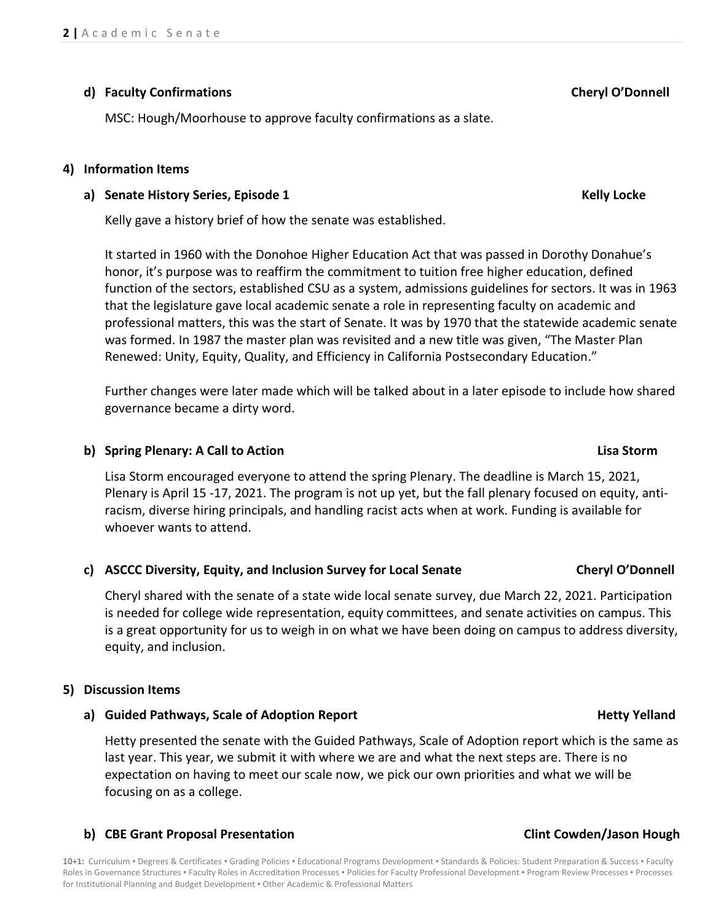**d) Faculty Confirmations** **Cheryl O'Donnell**

MSC: Hough/Moorhouse to approve faculty confirmations as a slate.

## 4) Information Items

**a) Senate History Series, Episode 1** **Kelly Locke**

Kelly gave a history brief of how the senate was established.

It started in 1960 with the Donohoe Higher Education Act that was passed in Dorothy Donahue's honor, it's purpose was to reaffirm the commitment to tuition free higher education, defined function of the sectors, established CSU as a system, admissions guidelines for sectors. It was in 1963 that the legislature gave local academic senate a role in representing faculty on academic and professional matters, this was the start of Senate. It was by 1970 that the statewide academic senate was formed. In 1987 the master plan was revisited and a new title was given, "The Master Plan Renewed: Unity, Equity, Quality, and Efficiency in California Postsecondary Education."

Further changes were later made which will be talked about in a later episode to include how shared governance became a dirty word.

**b) Spring Plenary: A Call to Action** **Lisa Storm**

Lisa Storm encouraged everyone to attend the spring Plenary. The deadline is March 15, 2021, Plenary is April 15 -17, 2021. The program is not up yet, but the fall plenary focused on equity, anti-racism, diverse hiring principals, and handling racist acts when at work. Funding is available for whoever wants to attend.

**c) ASCCC Diversity, Equity, and Inclusion Survey for Local Senate** **Cheryl O'Donnell**

Cheryl shared with the senate of a state wide local senate survey, due March 22, 2021. Participation is needed for college wide representation, equity committees, and senate activities on campus. This is a great opportunity for us to weigh in on what we have been doing on campus to address diversity, equity, and inclusion.

## 5) Discussion Items

**a) Guided Pathways, Scale of Adoption Report** **Hetty Yelland**

Hetty presented the senate with the Guided Pathways, Scale of Adoption report which is the same as last year. This year, we submit it with where we are and what the next steps are. There is no expectation on having to meet our scale now, we pick our own priorities and what we will be focusing on as a college.

**b) CBE Grant Proposal Presentation** **Clint Cowden/Jason Hough**

**10+1:** Curriculum ▪ Degrees & Certificates ▪ Grading Policies ▪ Educational Programs Development ▪ Standards & Policies: Student Preparation & Success ▪ Faculty Roles in Governance Structures ▪ Faculty Roles in Accreditation Processes ▪ Policies for Faculty Professional Development ▪ Program Review Processes ▪ Processes for Institutional Planning and Budget Development ▪ Other Academic & Professional Matters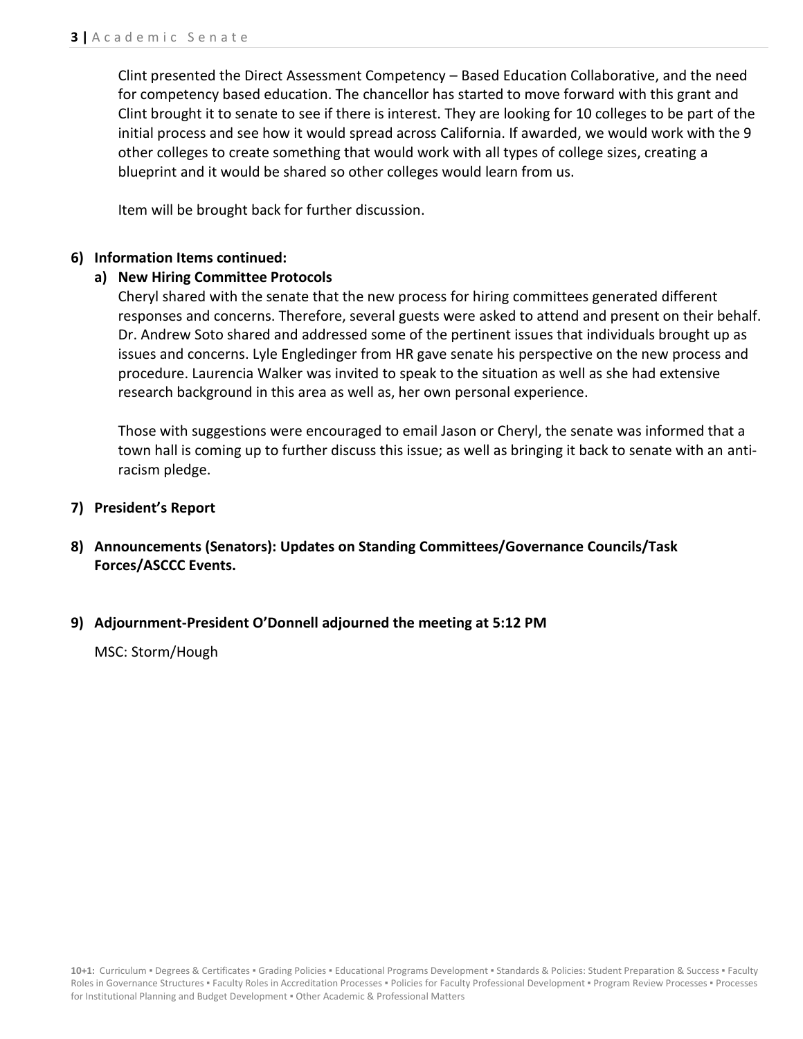Clint presented the Direct Assessment Competency – Based Education Collaborative, and the need for competency based education. The chancellor has started to move forward with this grant and Clint brought it to senate to see if there is interest. They are looking for 10 colleges to be part of the initial process and see how it would spread across California. If awarded, we would work with the 9 other colleges to create something that would work with all types of college sizes, creating a blueprint and it would be shared so other colleges would learn from us.

Item will be brought back for further discussion.

**6) Information Items continued:**

**a) New Hiring Committee Protocols**

Cheryl shared with the senate that the new process for hiring committees generated different responses and concerns. Therefore, several guests were asked to attend and present on their behalf. Dr. Andrew Soto shared and addressed some of the pertinent issues that individuals brought up as issues and concerns. Lyle Engledinger from HR gave senate his perspective on the new process and procedure. Laurencia Walker was invited to speak to the situation as well as she had extensive research background in this area as well as, her own personal experience.

Those with suggestions were encouraged to email Jason or Cheryl, the senate was informed that a town hall is coming up to further discuss this issue; as well as bringing it back to senate with an anti-racism pledge.

**7) President's Report**

**8) Announcements (Senators): Updates on Standing Committees/Governance Councils/Task Forces/ASCCC Events.**

**9) Adjournment-President O'Donnell adjourned the meeting at 5:12 PM**

MSC: Storm/Hough